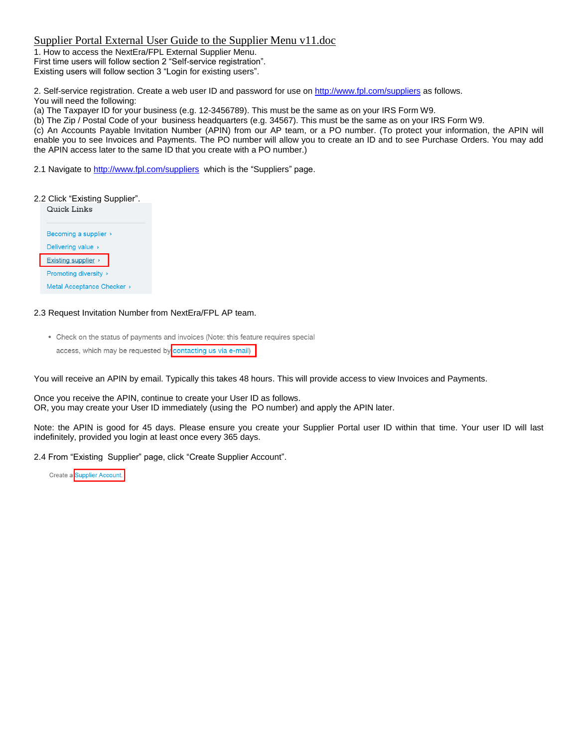# Supplier Portal External User Guide to the Supplier Menu v11.doc

1. How to access the NextEra/FPL External Supplier Menu.
First time users will follow section 2 “Self-service registration”.
Existing users will follow section 3 “Login for existing users”.

2. Self-service registration. Create a web user ID and password for use on http://www.fpl.com/suppliers as follows.
You will need the following:
(a) The Taxpayer ID for your business (e.g. 12-3456789). This must be the same as on your IRS Form W9.
(b) The Zip / Postal Code of your business headquarters (e.g. 34567). This must be the same as on your IRS Form W9.
(c) An Accounts Payable Invitation Number (APIN) from our AP team, or a PO number. (To protect your information, the APIN will enable you to see Invoices and Payments. The PO number will allow you to create an ID and to see Purchase Orders. You may add the APIN access later to the same ID that you create with a PO number.)

2.1 Navigate to http://www.fpl.com/suppliers which is the “Suppliers” page.

2.2 Click “Existing Supplier”.

Quick Links

- Becoming a supplier ›
- Delivering value ›
- Existing supplier ›
- Promoting diversity ›
- Metal Acceptance Checker ›

2.3 Request Invitation Number from NextEra/FPL AP team.

- Check on the status of payments and invoices (Note: this feature requires special access, which may be requested by contacting us via e-mail)

You will receive an APIN by email. Typically this takes 48 hours. This will provide access to view Invoices and Payments.

Once you receive the APIN, continue to create your User ID as follows.
OR, you may create your User ID immediately (using the PO number) and apply the APIN later.

Note: the APIN is good for 45 days. Please ensure you create your Supplier Portal user ID within that time. Your user ID will last indefinitely, provided you login at least once every 365 days.

2.4 From “Existing Supplier” page, click “Create Supplier Account”.

Create a Supplier Account.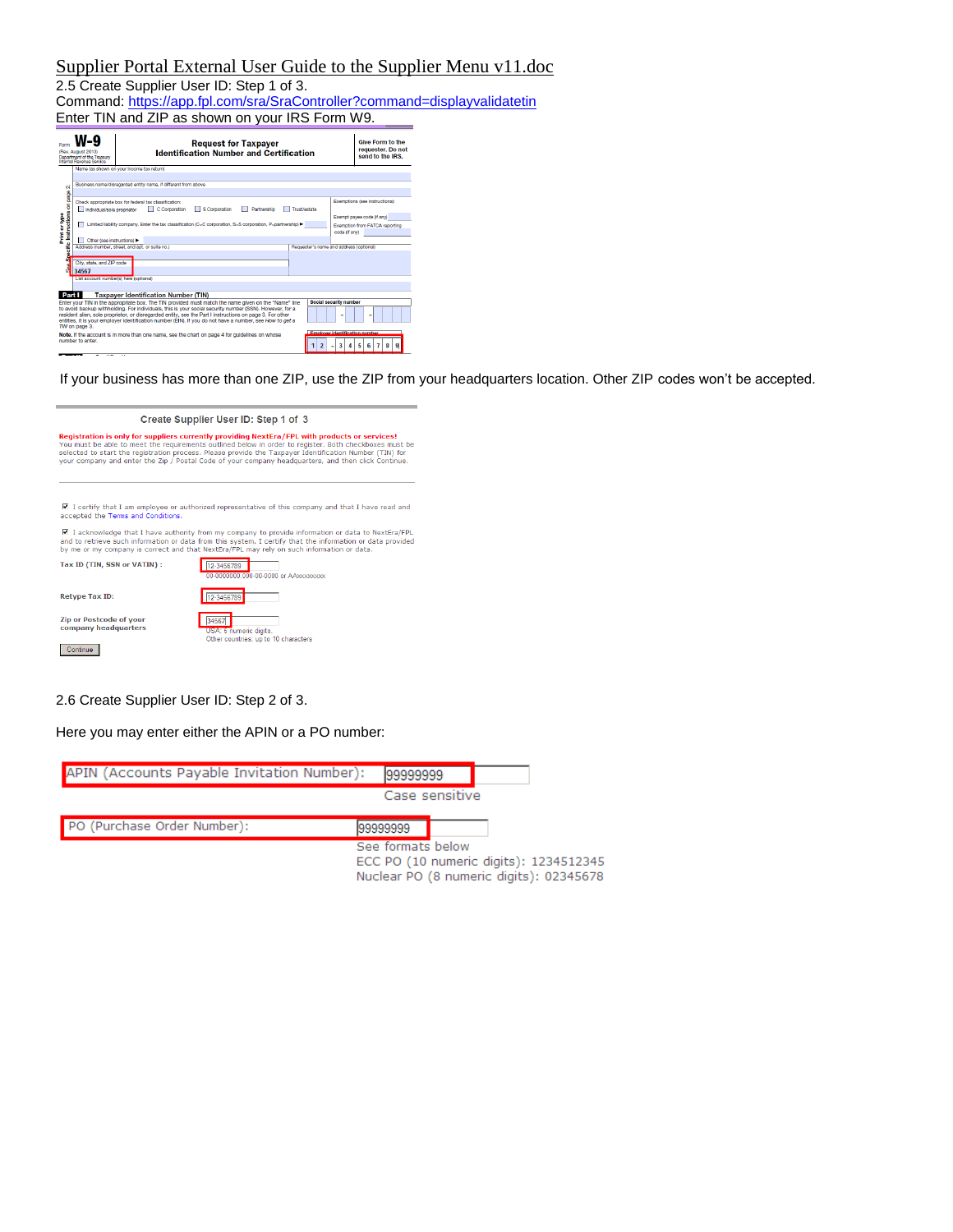Supplier Portal External User Guide to the Supplier Menu v11.doc

2.5 Create Supplier User ID: Step 1 of 3.

Command: https://app.fpl.com/sra/SraController?command=displayvalidatetin

Enter TIN and ZIP as shown on your IRS Form W9.

Form **W-9** (Rev. August 2013) Department of the Treasury Internal Revenue Service

**Request for Taxpayer Identification Number and Certification**

**Give Form to the requester. Do not send to the IRS.**

Name (as shown on your income tax return)

Business name/disregarded entity name, if different from above

Check appropriate box for federal tax classification: ☐ Individual/sole proprietor ☐ C Corporation ☐ S Corporation ☐ Partnership ☐ Trust/estate

☐ Limited liability company. Enter the tax classification (C=C corporation, S=S corporation, P=partnership) ▶

☐ Other (see instructions) ▶

Exemptions (see instructions): Exempt payee code (if any) Exemption from FATCA reporting code (if any)

Address (number, street, and apt. or suite no.)

Requester's name and address (optional)

City, state, and ZIP code 34567

List account number(s) here (optional)

**Part I Taxpayer Identification Number (TIN)**

Enter your TIN in the appropriate box. The TIN provided must match the name given on the "Name" line to avoid backup withholding. For individuals, this is your social security number (SSN). However, for a resident alien, sole proprietor, or disregarded entity, see the Part I instructions on page 3. For other entities, it is your employer identification number (EIN). If you do not have a number, see How to get a TIN on page 3.

**Note.** If the account is in more than one name, see the chart on page 4 for guidelines on whose number to enter.

Social security number

Employer identification number: 1 2 - 3 4 5 6 7 8 9

If your business has more than one ZIP, use the ZIP from your headquarters location. Other ZIP codes won't be accepted.

**Create Supplier User ID: Step 1 of 3**

**Registration is only for suppliers currently providing NextEra/FPL with products or services!**

You must be able to meet the requirements outlined below in order to register. Both checkboxes must be selected to start the registration process. Please provide the Taxpayer Identification Number (TIN) for your company and enter the Zip / Postal Code of your company headquarters, and then click Continue.

☑ I certify that I am employee or authorized representative of this company and that I have read and accepted the Terms and Conditions.

☑ I acknowledge that I have authority from my company to provide information or data to NextEra/FPL and to retrieve such information or data from this system. I certify that the information or data provided by me or my company is correct and that NextEra/FPL may rely on such information or data.

Tax ID (TIN, SSN or VATIN): 12-3456789
00-0000000,000-00-0000 or AAxxxxxxxxx

Retype Tax ID: 12-3456789

Zip or Postcode of your company headquarters: 34567
USA: 5 numeric digits.
Other countries: up to 10 characters

[Continue]

2.6 Create Supplier User ID: Step 2 of 3.

Here you may enter either the APIN or a PO number:

APIN (Accounts Payable Invitation Number): 99999999
Case sensitive

PO (Purchase Order Number): 99999999
See formats below
ECC PO (10 numeric digits): 1234512345
Nuclear PO (8 numeric digits): 02345678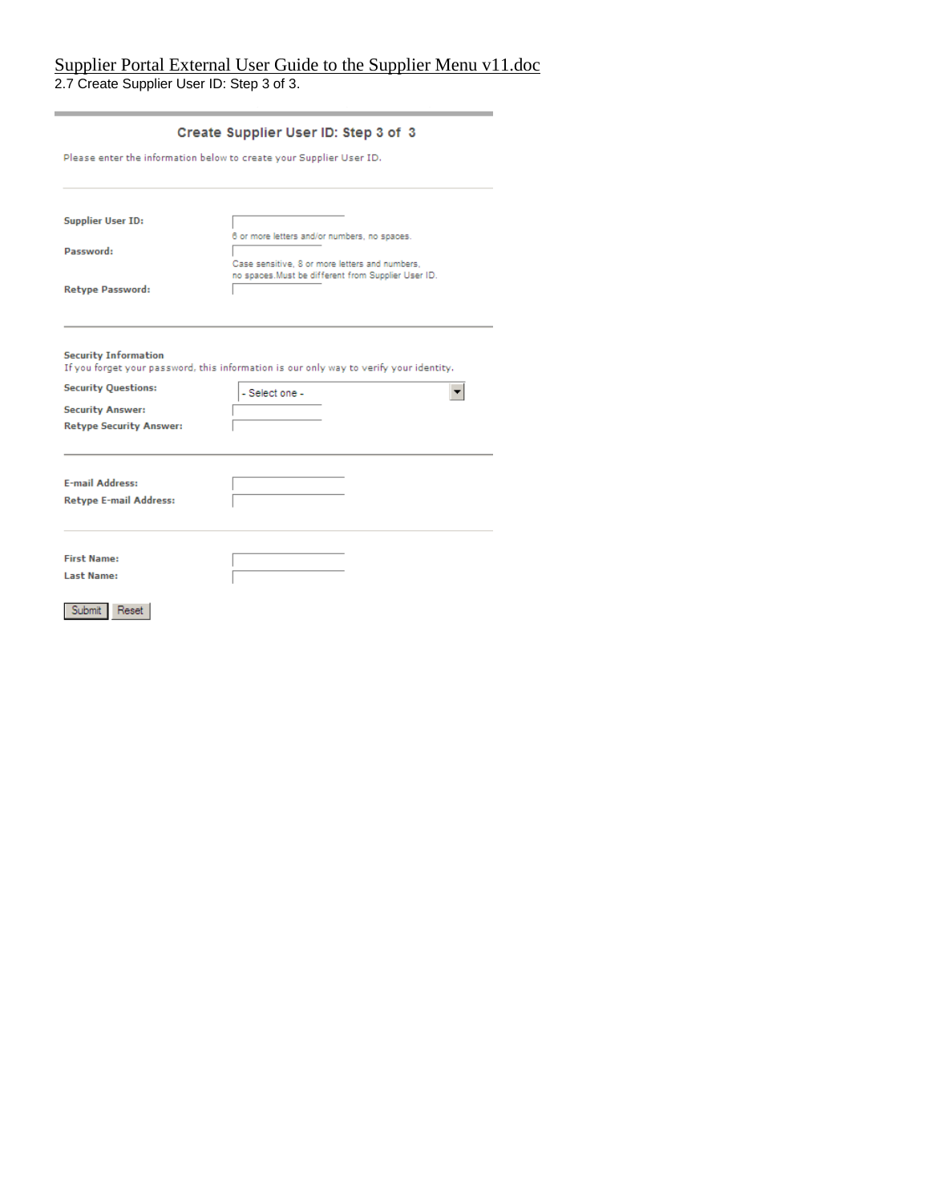2.7 Create Supplier User ID: Step 3 of 3.

## Create Supplier User ID: Step 3 of 3

Please enter the information below to create your Supplier User ID.

**Supplier User ID:**
6 or more letters and/or numbers, no spaces.

**Password:**
Case sensitive, 8 or more letters and numbers, no spaces.Must be different from Supplier User ID.

**Retype Password:**

**Security Information**
If you forget your password, this information is our only way to verify your identity.

**Security Questions:** - Select one -

**Security Answer:**

**Retype Security Answer:**

**E-mail Address:**

**Retype E-mail Address:**

**First Name:**

**Last Name:**

Submit | Reset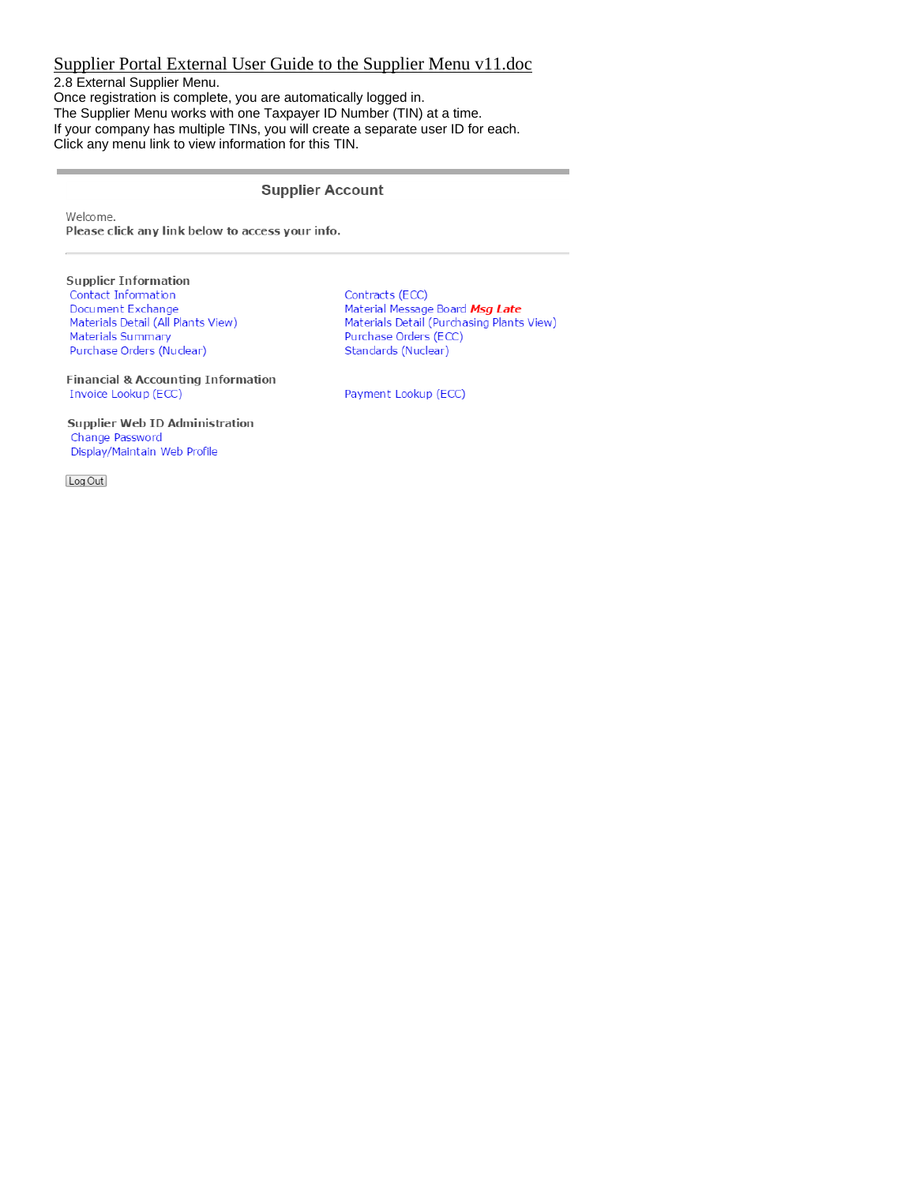Supplier Portal External User Guide to the Supplier Menu v11.doc

2.8 External Supplier Menu.

Once registration is complete, you are automatically logged in.

The Supplier Menu works with one Taxpayer ID Number (TIN) at a time.

If your company has multiple TINs, you will create a separate user ID for each.

Click any menu link to view information for this TIN.

## Supplier Account

Welcome.

**Please click any link below to access your info.**

**Supplier Information**

- Contact Information
- Document Exchange
- Materials Detail (All Plants View)
- Materials Summary
- Purchase Orders (Nuclear)
- Contracts (ECC)
- Material Message Board ***Msg Late***
- Materials Detail (Purchasing Plants View)
- Purchase Orders (ECC)
- Standards (Nuclear)

**Financial & Accounting Information**

- Invoice Lookup (ECC)
- Payment Lookup (ECC)

**Supplier Web ID Administration**

- Change Password
- Display/Maintain Web Profile

Log Out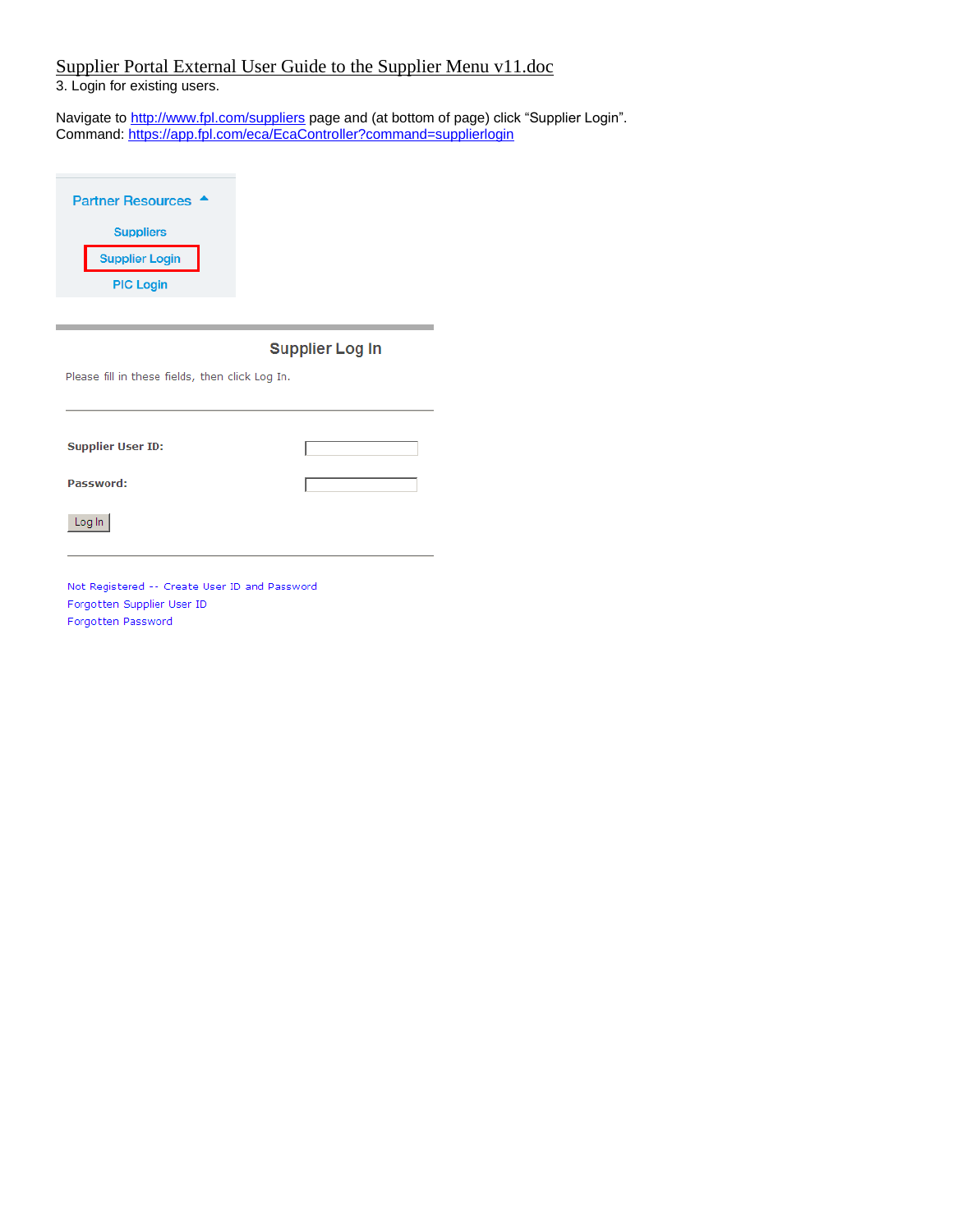Supplier Portal External User Guide to the Supplier Menu v11.doc

3. Login for existing users.

Navigate to http://www.fpl.com/suppliers page and (at bottom of page) click "Supplier Login".
Command: https://app.fpl.com/eca/EcaController?command=supplierlogin

Partner Resources

Suppliers

Supplier Login

PIC Login

Supplier Log In

Please fill in these fields, then click Log In.

**Supplier User ID:**

**Password:**

Log In

Not Registered -- Create User ID and Password
Forgotten Supplier User ID
Forgotten Password